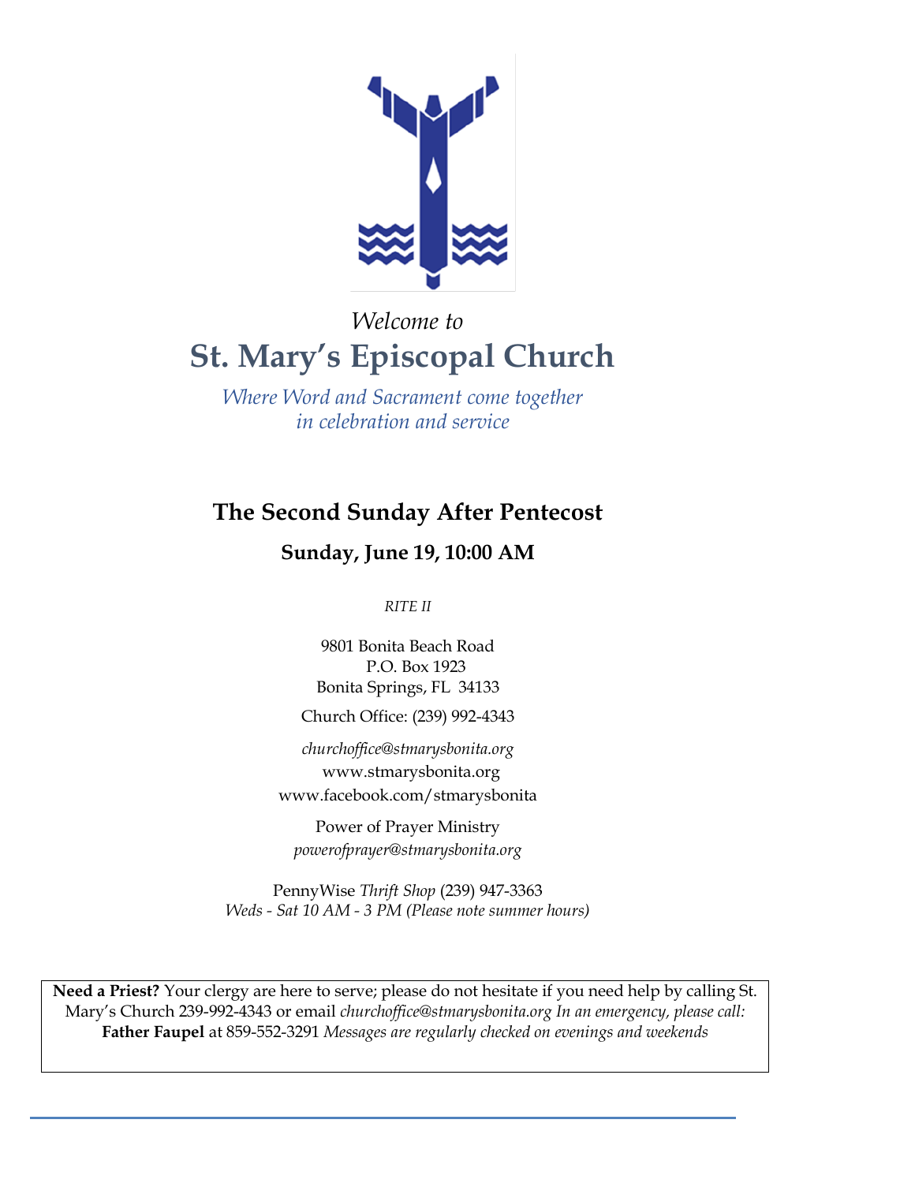*Welcome to*

# St. Mary's Episcopal Church

*Where Word and Sacrament come together in celebration and service*

## The Second Sunday After Pentecost

### Sunday, June 19, 10:00 AM

*RITE II*

9801 Bonita Beach Road
P.O. Box 1923
Bonita Springs, FL 34133

Church Office: (239) 992-4343

*churchoffice@stmarysbonita.org*
www.stmarysbonita.org
www.facebook.com/stmarysbonita

Power of Prayer Ministry
*powerofprayer@stmarysbonita.org*

PennyWise *Thrift Shop* (239) 947-3363
*Weds - Sat 10 AM - 3 PM (Please note summer hours)*

**Need a Priest?** Your clergy are here to serve; please do not hesitate if you need help by calling St. Mary's Church 239-992-4343 or email *churchoffice@stmarysbonita.org In an emergency, please call:* **Father Faupel** at 859-552-3291 *Messages are regularly checked on evenings and weekends*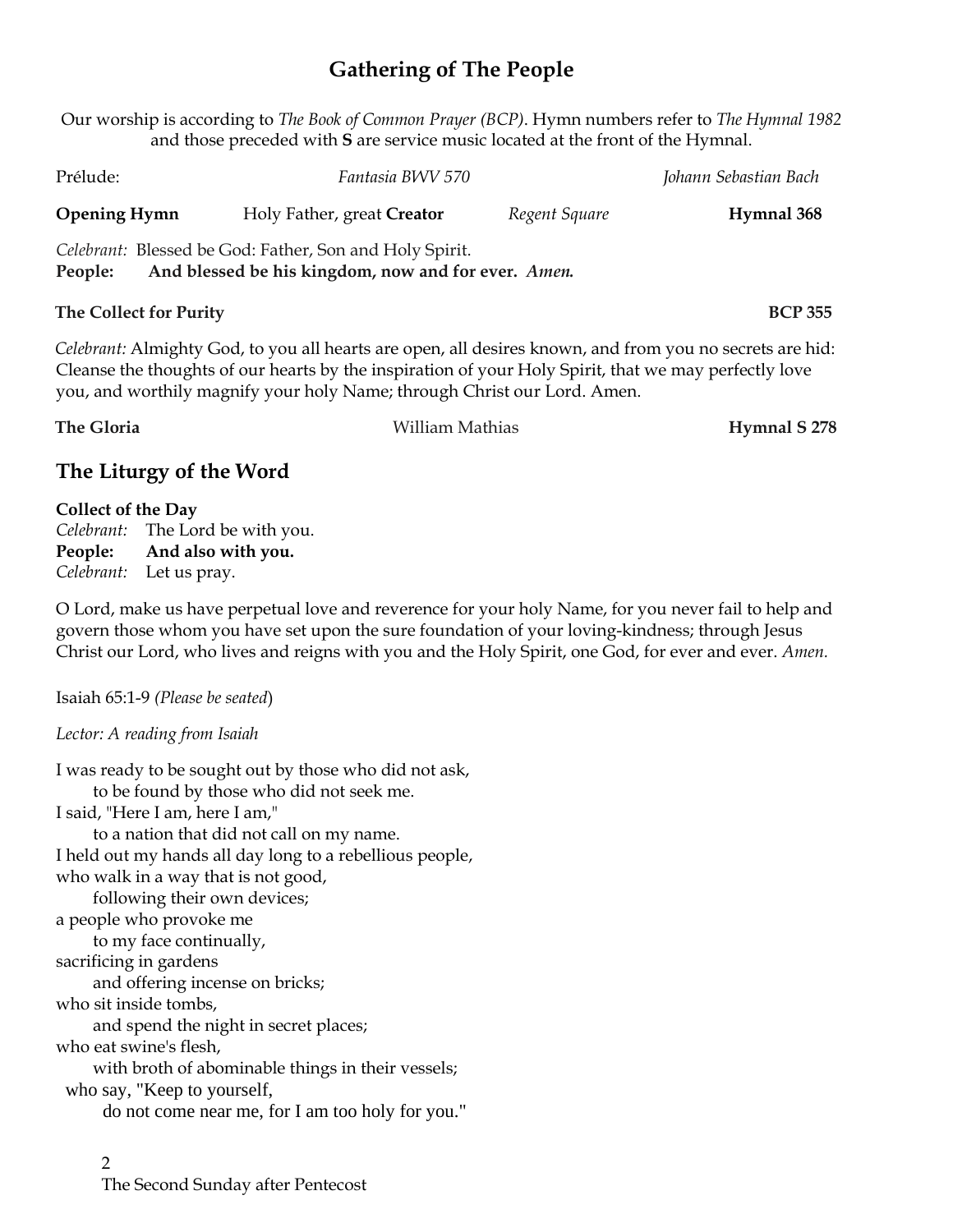## Gathering of The People

Our worship is according to *The Book of Common Prayer (BCP)*. Hymn numbers refer to *The Hymnal 1982* and those preceded with **S** are service music located at the front of the Hymnal.

Prélude: *Fantasia BWV 570* *Johann Sebastian Bach*

**Opening Hymn** Holy Father, great **Creator** *Regent Square* **Hymnal 368**

*Celebrant:* Blessed be God: Father, Son and Holy Spirit.
**People: And blessed be his kingdom, now and for ever.** ***Amen.***

**The Collect for Purity** **BCP 355**

*Celebrant:* Almighty God, to you all hearts are open, all desires known, and from you no secrets are hid: Cleanse the thoughts of our hearts by the inspiration of your Holy Spirit, that we may perfectly love you, and worthily magnify your holy Name; through Christ our Lord. Amen.

**The Gloria** William Mathias **Hymnal S 278**

## The Liturgy of the Word

**Collect of the Day**
*Celebrant:* The Lord be with you.
**People: And also with you.**
*Celebrant:* Let us pray.

O Lord, make us have perpetual love and reverence for your holy Name, for you never fail to help and govern those whom you have set upon the sure foundation of your loving-kindness; through Jesus Christ our Lord, who lives and reigns with you and the Holy Spirit, one God, for ever and ever. *Amen.*

Isaiah 65:1-9 *(Please be seated*)

*Lector: A reading from Isaiah*

I was ready to be sought out by those who did not ask,
to be found by those who did not seek me.
I said, "Here I am, here I am,"
to a nation that did not call on my name.
I held out my hands all day long to a rebellious people,
who walk in a way that is not good,
following their own devices;
a people who provoke me
to my face continually,
sacrificing in gardens
and offering incense on bricks;
who sit inside tombs,
and spend the night in secret places;
who eat swine's flesh,
with broth of abominable things in their vessels;
who say, "Keep to yourself,
do not come near me, for I am too holy for you."

The Second Sunday after Pentecost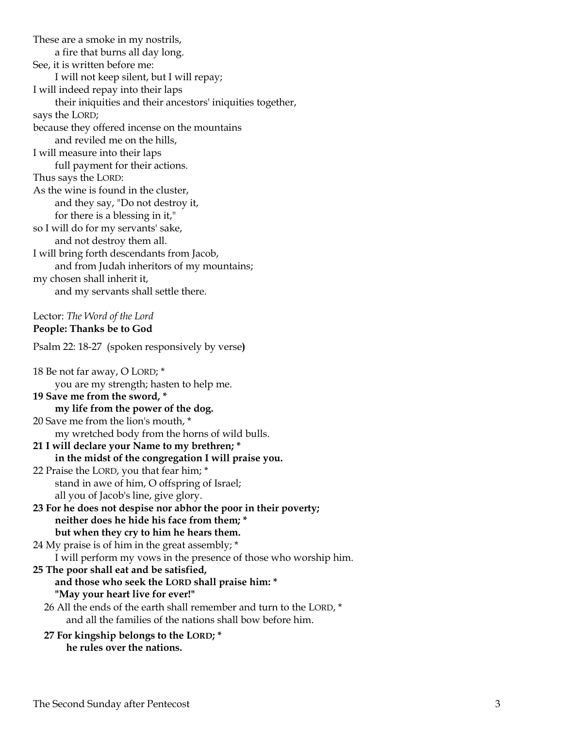These are a smoke in my nostrils,
  a fire that burns all day long.
See, it is written before me:
  I will not keep silent, but I will repay;
I will indeed repay into their laps
  their iniquities and their ancestors' iniquities together,
says the LORD;
because they offered incense on the mountains
  and reviled me on the hills,
I will measure into their laps
  full payment for their actions.
Thus says the LORD:
As the wine is found in the cluster,
  and they say, "Do not destroy it,
  for there is a blessing in it,"
so I will do for my servants' sake,
  and not destroy them all.
I will bring forth descendants from Jacob,
  and from Judah inheritors of my mountains;
my chosen shall inherit it,
  and my servants shall settle there.

Lector: *The Word of the Lord*
**People: Thanks be to God**

Psalm 22: 18-27 (spoken responsively by verse)

18 Be not far away, O LORD; *
  you are my strength; hasten to help me.
**19 Save me from the sword, ***
  **my life from the power of the dog.**
20 Save me from the lion's mouth, *
  my wretched body from the horns of wild bulls.
**21 I will declare your Name to my brethren; ***
  **in the midst of the congregation I will praise you.**
22 Praise the LORD, you that fear him; *
  stand in awe of him, O offspring of Israel;
  all you of Jacob's line, give glory.
**23 For he does not despise nor abhor the poor in their poverty;**
  **neither does he hide his face from them; ***
  **but when they cry to him he hears them.**
24 My praise is of him in the great assembly; *
  I will perform my vows in the presence of those who worship him.
**25 The poor shall eat and be satisfied,**
  **and those who seek the LORD shall praise him: ***
  **"May your heart live for ever!"**
26 All the ends of the earth shall remember and turn to the LORD, *
  and all the families of the nations shall bow before him.
**27 For kingship belongs to the LORD; ***
  **he rules over the nations.**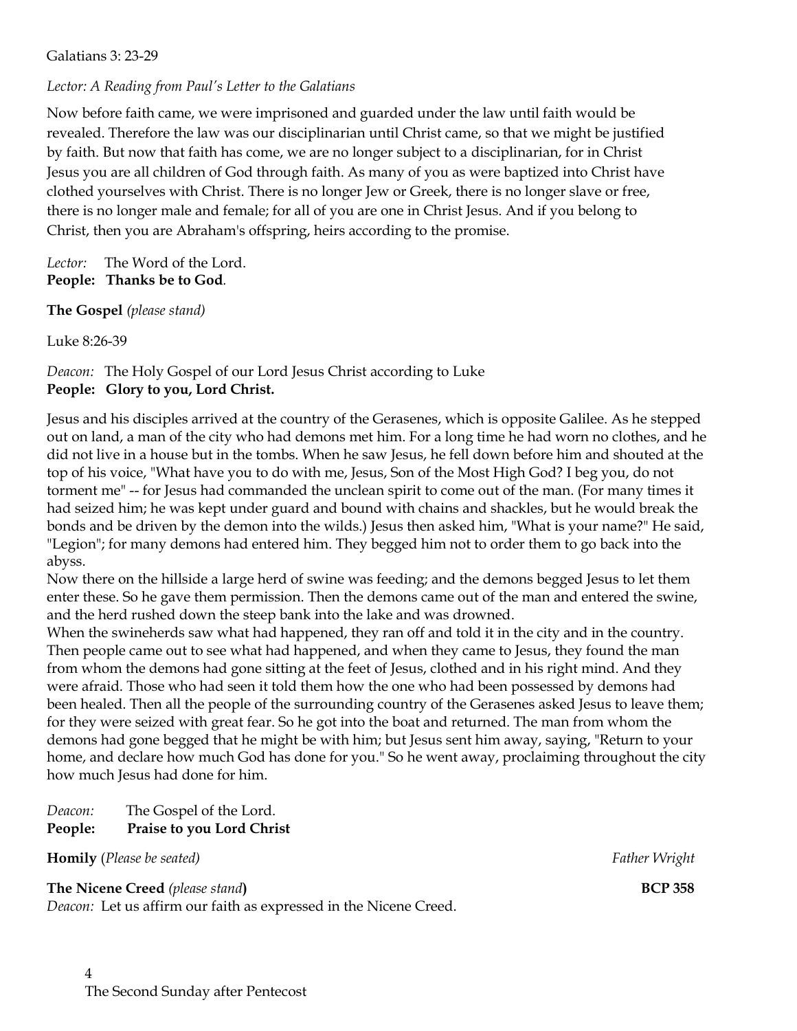Galatians 3: 23-29

*Lector: A Reading from Paul's Letter to the Galatians*

Now before faith came, we were imprisoned and guarded under the law until faith would be revealed. Therefore the law was our disciplinarian until Christ came, so that we might be justified by faith. But now that faith has come, we are no longer subject to a disciplinarian, for in Christ Jesus you are all children of God through faith. As many of you as were baptized into Christ have clothed yourselves with Christ. There is no longer Jew or Greek, there is no longer slave or free, there is no longer male and female; for all of you are one in Christ Jesus. And if you belong to Christ, then you are Abraham's offspring, heirs according to the promise.

*Lector:* The Word of the Lord.
**People: Thanks be to God**.

**The Gospel** *(please stand)*

Luke 8:26-39

*Deacon:* The Holy Gospel of our Lord Jesus Christ according to Luke
**People: Glory to you, Lord Christ.**

Jesus and his disciples arrived at the country of the Gerasenes, which is opposite Galilee. As he stepped out on land, a man of the city who had demons met him. For a long time he had worn no clothes, and he did not live in a house but in the tombs. When he saw Jesus, he fell down before him and shouted at the top of his voice, "What have you to do with me, Jesus, Son of the Most High God? I beg you, do not torment me" -- for Jesus had commanded the unclean spirit to come out of the man. (For many times it had seized him; he was kept under guard and bound with chains and shackles, but he would break the bonds and be driven by the demon into the wilds.) Jesus then asked him, "What is your name?" He said, "Legion"; for many demons had entered him. They begged him not to order them to go back into the abyss.

Now there on the hillside a large herd of swine was feeding; and the demons begged Jesus to let them enter these. So he gave them permission. Then the demons came out of the man and entered the swine, and the herd rushed down the steep bank into the lake and was drowned.

When the swineherds saw what had happened, they ran off and told it in the city and in the country. Then people came out to see what had happened, and when they came to Jesus, they found the man from whom the demons had gone sitting at the feet of Jesus, clothed and in his right mind. And they were afraid. Those who had seen it told them how the one who had been possessed by demons had been healed. Then all the people of the surrounding country of the Gerasenes asked Jesus to leave them; for they were seized with great fear. So he got into the boat and returned. The man from whom the demons had gone begged that he might be with him; but Jesus sent him away, saying, "Return to your home, and declare how much God has done for you." So he went away, proclaiming throughout the city how much Jesus had done for him.

*Deacon:* The Gospel of the Lord.
**People: Praise to you Lord Christ**

**Homily** (*Please be seated)* *Father Wright*

**The Nicene Creed** *(please stand***)** **BCP 358**
*Deacon:* Let us affirm our faith as expressed in the Nicene Creed.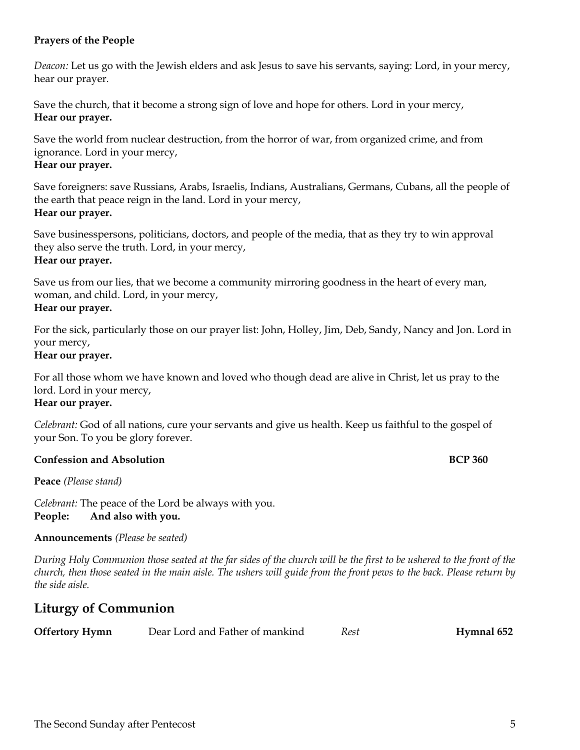**Prayers of the People**

*Deacon:* Let us go with the Jewish elders and ask Jesus to save his servants, saying: Lord, in your mercy, hear our prayer.

Save the church, that it become a strong sign of love and hope for others. Lord in your mercy,
**Hear our prayer.**

Save the world from nuclear destruction, from the horror of war, from organized crime, and from ignorance. Lord in your mercy,
**Hear our prayer.**

Save foreigners: save Russians, Arabs, Israelis, Indians, Australians, Germans, Cubans, all the people of the earth that peace reign in the land. Lord in your mercy,
**Hear our prayer.**

Save businesspersons, politicians, doctors, and people of the media, that as they try to win approval they also serve the truth. Lord, in your mercy,
**Hear our prayer.**

Save us from our lies, that we become a community mirroring goodness in the heart of every man, woman, and child. Lord, in your mercy,
**Hear our prayer.**

For the sick, particularly those on our prayer list: John, Holley, Jim, Deb, Sandy, Nancy and Jon. Lord in your mercy,
**Hear our prayer.**

For all those whom we have known and loved who though dead are alive in Christ, let us pray to the lord. Lord in your mercy,
**Hear our prayer.**

*Celebrant:* God of all nations, cure your servants and give us health. Keep us faithful to the gospel of your Son. To you be glory forever.

**Confession and Absolution** **BCP 360**

**Peace** *(Please stand)*

*Celebrant:* The peace of the Lord be always with you.
**People: And also with you.**

**Announcements** *(Please be seated)*

*During Holy Communion those seated at the far sides of the church will be the first to be ushered to the front of the church, then those seated in the main aisle. The ushers will guide from the front pews to the back. Please return by the side aisle.*

## Liturgy of Communion

**Offertory Hymn** Dear Lord and Father of mankind *Rest* **Hymnal 652**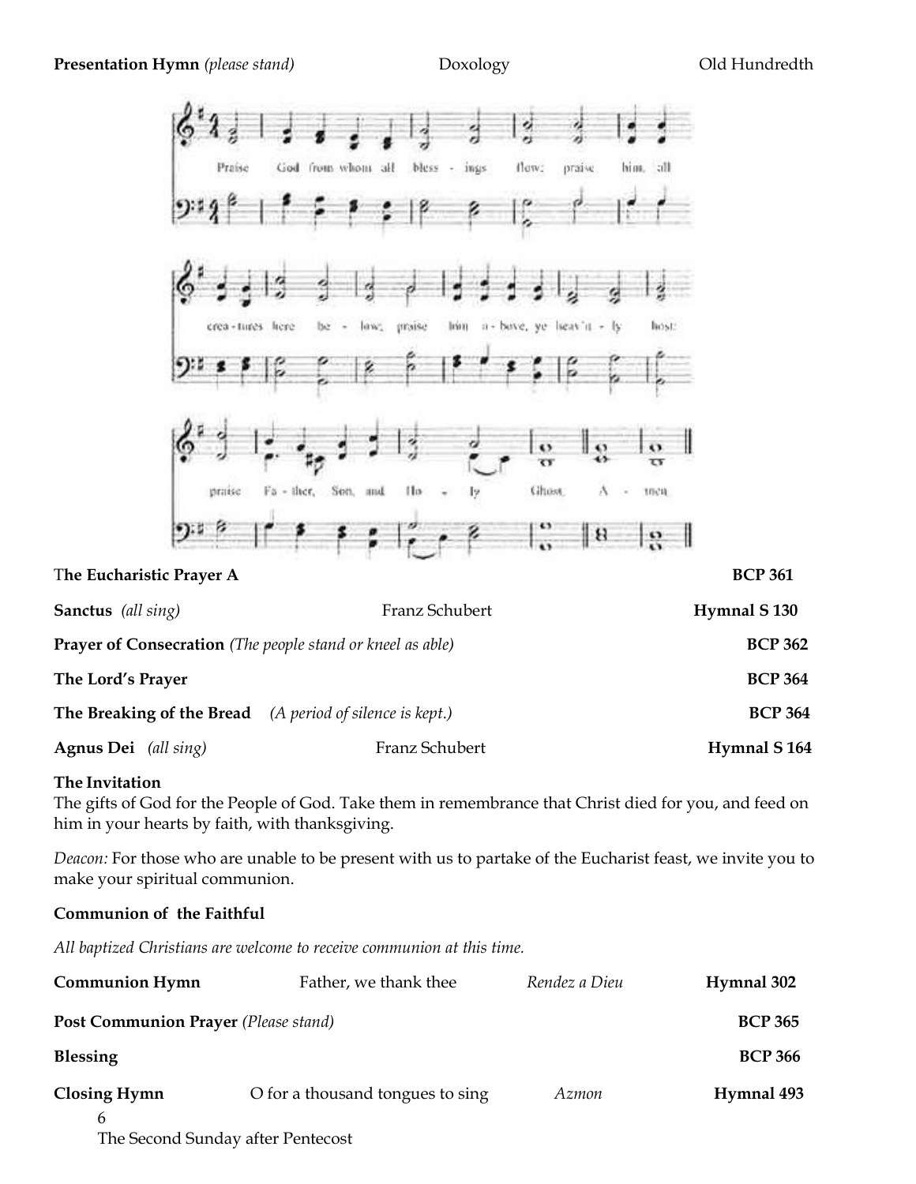**Presentation Hymn** *(please stand)* Doxology Old Hundredth

**The Eucharistic Prayer A** **BCP 361**

**Sanctus** *(all sing)* Franz Schubert **Hymnal S 130**

**Prayer of Consecration** *(The people stand or kneel as able)* **BCP 362**

**The Lord's Prayer** **BCP 364**

**The Breaking of the Bread** *(A period of silence is kept.)* **BCP 364**

**Agnus Dei** *(all sing)* Franz Schubert **Hymnal S 164**

**The Invitation**

The gifts of God for the People of God. Take them in remembrance that Christ died for you, and feed on him in your hearts by faith, with thanksgiving.

*Deacon:* For those who are unable to be present with us to partake of the Eucharist feast, we invite you to make your spiritual communion.

**Communion of the Faithful**

*All baptized Christians are welcome to receive communion at this time.*

**Communion Hymn** Father, we thank thee *Rendez a Dieu* **Hymnal 302**

**Post Communion Prayer** *(Please stand)* **BCP 365**

**Blessing** **BCP 366**

**Closing Hymn** O for a thousand tongues to sing *Azmon* **Hymnal 493**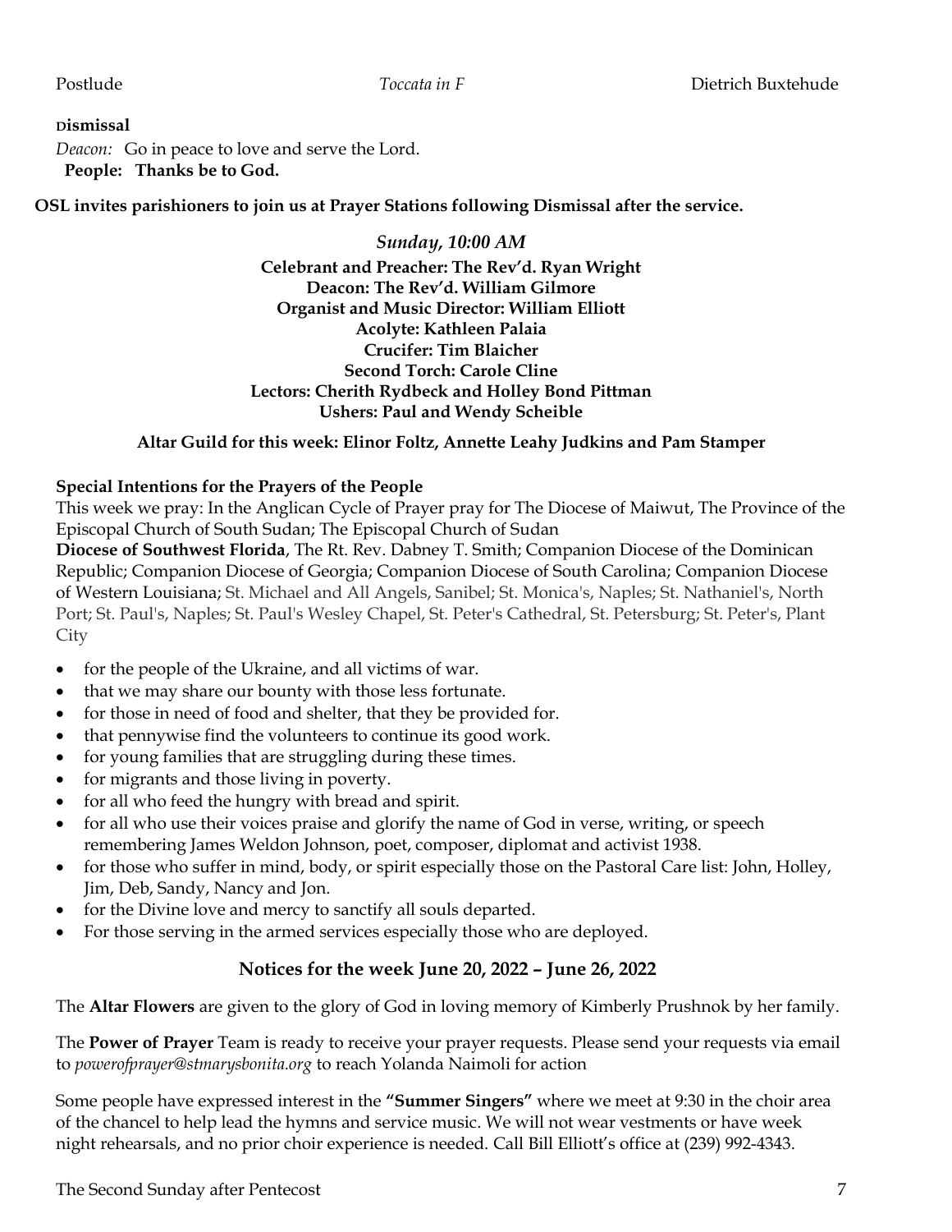Postlude *Toccata in F* Dietrich Buxtehude

**Dismissal**

*Deacon:* Go in peace to love and serve the Lord.
**People: Thanks be to God.**

**OSL invites parishioners to join us at Prayer Stations following Dismissal after the service.**

### *Sunday, 10:00 AM*

**Celebrant and Preacher: The Rev'd. Ryan Wright**
**Deacon: The Rev'd. William Gilmore**
**Organist and Music Director: William Elliott**
**Acolyte: Kathleen Palaia**
**Crucifer: Tim Blaicher**
**Second Torch: Carole Cline**
**Lectors: Cherith Rydbeck and Holley Bond Pittman**
**Ushers: Paul and Wendy Scheible**

**Altar Guild for this week: Elinor Foltz, Annette Leahy Judkins and Pam Stamper**

**Special Intentions for the Prayers of the People**

This week we pray: In the Anglican Cycle of Prayer pray for The Diocese of Maiwut, The Province of the Episcopal Church of South Sudan; The Episcopal Church of Sudan

**Diocese of Southwest Florida**, The Rt. Rev. Dabney T. Smith; Companion Diocese of the Dominican Republic; Companion Diocese of Georgia; Companion Diocese of South Carolina; Companion Diocese of Western Louisiana; St. Michael and All Angels, Sanibel; St. Monica's, Naples; St. Nathaniel's, North Port; St. Paul's, Naples; St. Paul's Wesley Chapel, St. Peter's Cathedral, St. Petersburg; St. Peter's, Plant City

- for the people of the Ukraine, and all victims of war.
- that we may share our bounty with those less fortunate.
- for those in need of food and shelter, that they be provided for.
- that pennywise find the volunteers to continue its good work.
- for young families that are struggling during these times.
- for migrants and those living in poverty.
- for all who feed the hungry with bread and spirit.
- for all who use their voices praise and glorify the name of God in verse, writing, or speech remembering James Weldon Johnson, poet, composer, diplomat and activist 1938.
- for those who suffer in mind, body, or spirit especially those on the Pastoral Care list: John, Holley, Jim, Deb, Sandy, Nancy and Jon.
- for the Divine love and mercy to sanctify all souls departed.
- For those serving in the armed services especially those who are deployed.

## Notices for the week June 20, 2022 – June 26, 2022

The **Altar Flowers** are given to the glory of God in loving memory of Kimberly Prushnok by her family.

The **Power of Prayer** Team is ready to receive your prayer requests. Please send your requests via email to *powerofprayer@stmarysbonita.org* to reach Yolanda Naimoli for action

Some people have expressed interest in the **"Summer Singers"** where we meet at 9:30 in the choir area of the chancel to help lead the hymns and service music. We will not wear vestments or have week night rehearsals, and no prior choir experience is needed. Call Bill Elliott's office at (239) 992-4343.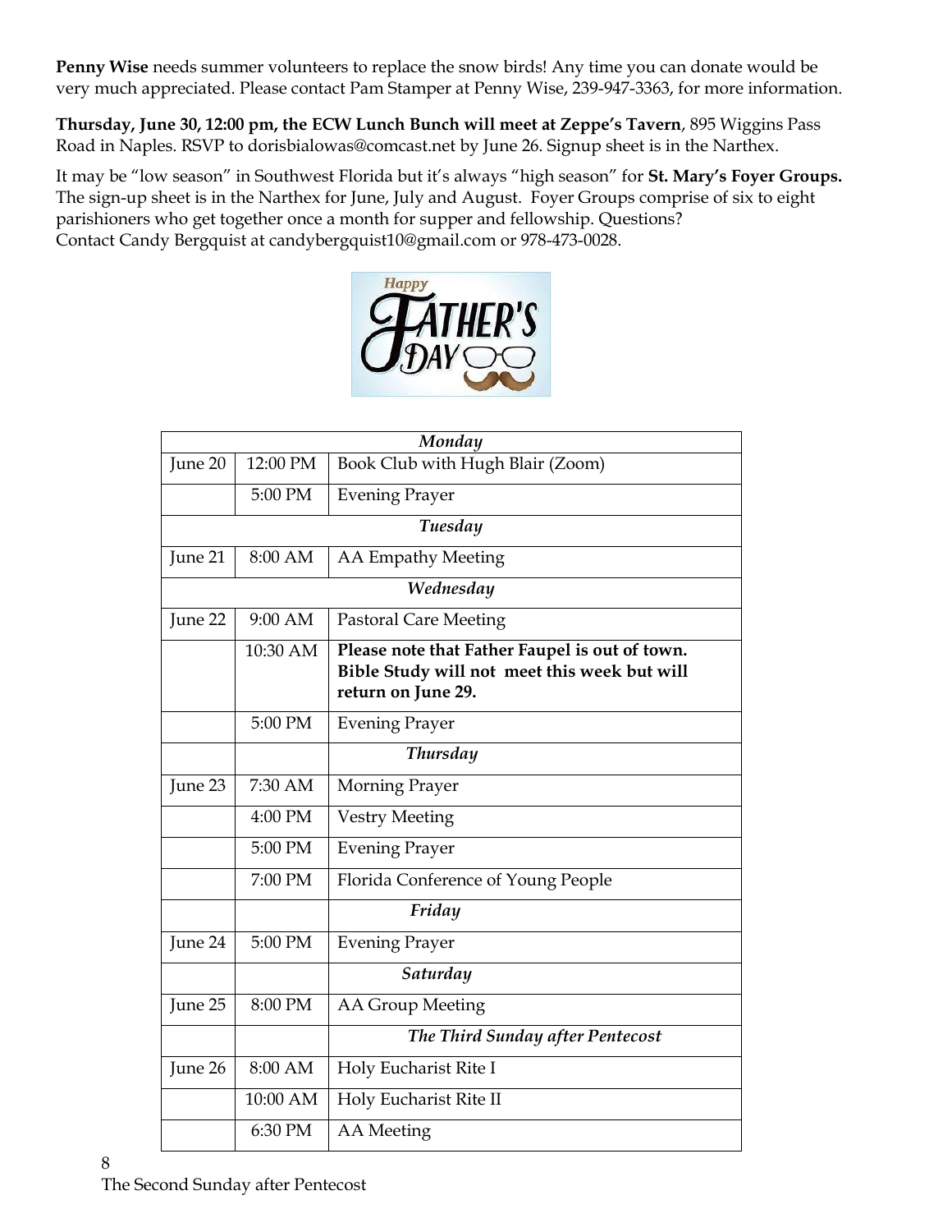**Penny Wise** needs summer volunteers to replace the snow birds! Any time you can donate would be very much appreciated. Please contact Pam Stamper at Penny Wise, 239-947-3363, for more information.

**Thursday, June 30, 12:00 pm, the ECW Lunch Bunch will meet at Zeppe's Tavern**, 895 Wiggins Pass Road in Naples. RSVP to dorisbialowas@comcast.net by June 26. Signup sheet is in the Narthex.

It may be "low season" in Southwest Florida but it's always "high season" for **St. Mary's Foyer Groups.** The sign-up sheet is in the Narthex for June, July and August. Foyer Groups comprise of six to eight parishioners who get together once a month for supper and fellowship. Questions? Contact Candy Bergquist at candybergquist10@gmail.com or 978-473-0028.

| | | |
|---|---|---|
| | | ***Monday*** |
| June 20 | 12:00 PM | Book Club with Hugh Blair (Zoom) |
| | 5:00 PM | Evening Prayer |
| | | ***Tuesday*** |
| June 21 | 8:00 AM | AA Empathy Meeting |
| | | ***Wednesday*** |
| June 22 | 9:00 AM | Pastoral Care Meeting |
| | 10:30 AM | **Please note that Father Faupel is out of town. Bible Study will not meet this week but will return on June 29.** |
| | 5:00 PM | Evening Prayer |
| | | ***Thursday*** |
| June 23 | 7:30 AM | Morning Prayer |
| | 4:00 PM | Vestry Meeting |
| | 5:00 PM | Evening Prayer |
| | 7:00 PM | Florida Conference of Young People |
| | | ***Friday*** |
| June 24 | 5:00 PM | Evening Prayer |
| | | ***Saturday*** |
| June 25 | 8:00 PM | AA Group Meeting |
| | | ***The Third Sunday after Pentecost*** |
| June 26 | 8:00 AM | Holy Eucharist Rite I |
| | 10:00 AM | Holy Eucharist Rite II |
| | 6:30 PM | AA Meeting |